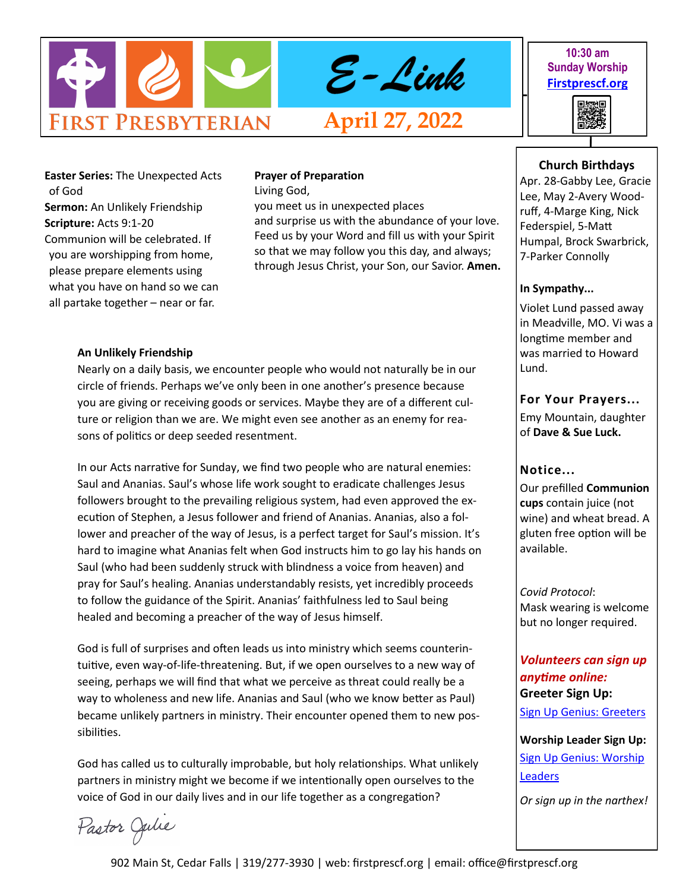# E-Link

**First Presbyterian**

**April 27, 2022**

10:30 am
Sunday Worship
Firstprescf.org

**Easter Series:** The Unexpected Acts of God
**Sermon:** An Unlikely Friendship
**Scripture:** Acts 9:1-20
Communion will be celebrated. If you are worshipping from home, please prepare elements using what you have on hand so we can all partake together – near or far.

**Prayer of Preparation**
Living God,
you meet us in unexpected places
and surprise us with the abundance of your love.
Feed us by your Word and fill us with your Spirit
so that we may follow you this day, and always;
through Jesus Christ, your Son, our Savior. **Amen.**

**An Unlikely Friendship**

Nearly on a daily basis, we encounter people who would not naturally be in our circle of friends. Perhaps we've only been in one another's presence because you are giving or receiving goods or services. Maybe they are of a different culture or religion than we are. We might even see another as an enemy for reasons of politics or deep seeded resentment.

In our Acts narrative for Sunday, we find two people who are natural enemies: Saul and Ananias. Saul's whose life work sought to eradicate challenges Jesus followers brought to the prevailing religious system, had even approved the execution of Stephen, a Jesus follower and friend of Ananias. Ananias, also a follower and preacher of the way of Jesus, is a perfect target for Saul's mission. It's hard to imagine what Ananias felt when God instructs him to go lay his hands on Saul (who had been suddenly struck with blindness a voice from heaven) and pray for Saul's healing. Ananias understandably resists, yet incredibly proceeds to follow the guidance of the Spirit. Ananias' faithfulness led to Saul being healed and becoming a preacher of the way of Jesus himself.

God is full of surprises and often leads us into ministry which seems counterintuitive, even way-of-life-threatening. But, if we open ourselves to a new way of seeing, perhaps we will find that what we perceive as threat could really be a way to wholeness and new life. Ananias and Saul (who we know better as Paul) became unlikely partners in ministry. Their encounter opened them to new possibilities.

God has called us to culturally improbable, but holy relationships. What unlikely partners in ministry might we become if we intentionally open ourselves to the voice of God in our daily lives and in our life together as a congregation?

*Pastor Julie*

**Church Birthdays**
Apr. 28-Gabby Lee, Gracie Lee, May 2-Avery Woodruff, 4-Marge King, Nick Federspiel, 5-Matt Humpal, Brock Swarbrick, 7-Parker Connolly

**In Sympathy...**
Violet Lund passed away in Meadville, MO. Vi was a longtime member and was married to Howard Lund.

**For Your Prayers...**
Emy Mountain, daughter of **Dave & Sue Luck.**

**Notice...**
Our prefilled **Communion cups** contain juice (not wine) and wheat bread. A gluten free option will be available.

*Covid Protocol*:
Mask wearing is welcome but no longer required.

***Volunteers can sign up anytime online:***
**Greeter Sign Up:**
Sign Up Genius: Greeters

**Worship Leader Sign Up:**
Sign Up Genius: Worship Leaders

*Or sign up in the narthex!*

902 Main St, Cedar Falls | 319/277-3930 | web: firstprescf.org | email: office@firstprescf.org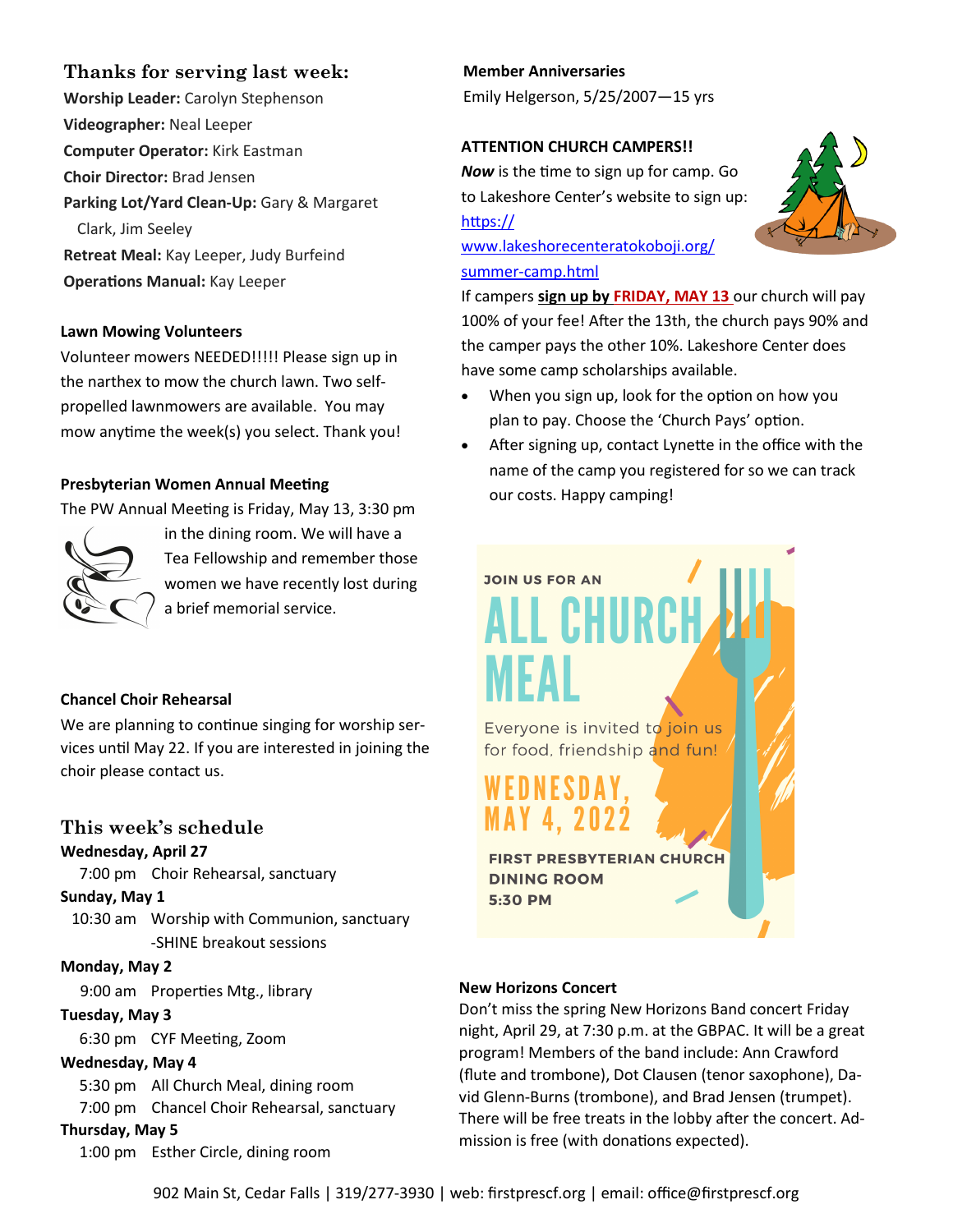## Thanks for serving last week:

**Worship Leader:** Carolyn Stephenson
**Videographer:** Neal Leeper
**Computer Operator:** Kirk Eastman
**Choir Director:** Brad Jensen
**Parking Lot/Yard Clean-Up:** Gary & Margaret Clark, Jim Seeley
**Retreat Meal:** Kay Leeper, Judy Burfeind
**Operations Manual:** Kay Leeper

**Lawn Mowing Volunteers**

Volunteer mowers NEEDED!!!!! Please sign up in the narthex to mow the church lawn. Two self-propelled lawnmowers are available. You may mow anytime the week(s) you select. Thank you!

**Presbyterian Women Annual Meeting**

The PW Annual Meeting is Friday, May 13, 3:30 pm in the dining room. We will have a Tea Fellowship and remember those women we have recently lost during a brief memorial service.

**Chancel Choir Rehearsal**

We are planning to continue singing for worship services until May 22. If you are interested in joining the choir please contact us.

## This week's schedule

**Wednesday, April 27**
7:00 pm Choir Rehearsal, sanctuary

**Sunday, May 1**
10:30 am Worship with Communion, sanctuary
-SHINE breakout sessions

**Monday, May 2**
9:00 am Properties Mtg., library

**Tuesday, May 3**
6:30 pm CYF Meeting, Zoom

**Wednesday, May 4**
5:30 pm All Church Meal, dining room
7:00 pm Chancel Choir Rehearsal, sanctuary

**Thursday, May 5**
1:00 pm Esther Circle, dining room

**Member Anniversaries**

Emily Helgerson, 5/25/2007—15 yrs

**ATTENTION CHURCH CAMPERS!!**

***Now*** is the time to sign up for camp. Go to Lakeshore Center's website to sign up: https://www.lakeshorecenteratokoboji.org/summer-camp.html

If campers **sign up by FRIDAY, MAY 13** our church will pay 100% of your fee! After the 13th, the church pays 90% and the camper pays the other 10%. Lakeshore Center does have some camp scholarships available.

- When you sign up, look for the option on how you plan to pay. Choose the 'Church Pays' option.
- After signing up, contact Lynette in the office with the name of the camp you registered for so we can track our costs. Happy camping!

JOIN US FOR AN

# ALL CHURCH MEAL

Everyone is invited to join us for food, friendship and fun!

**WEDNESDAY, MAY 4, 2022**

**FIRST PRESBYTERIAN CHURCH**
**DINING ROOM**
**5:30 PM**

**New Horizons Concert**

Don't miss the spring New Horizons Band concert Friday night, April 29, at 7:30 p.m. at the GBPAC. It will be a great program! Members of the band include: Ann Crawford (flute and trombone), Dot Clausen (tenor saxophone), David Glenn-Burns (trombone), and Brad Jensen (trumpet). There will be free treats in the lobby after the concert. Admission is free (with donations expected).

902 Main St, Cedar Falls | 319/277-3930 | web: firstprescf.org | email: office@firstprescf.org